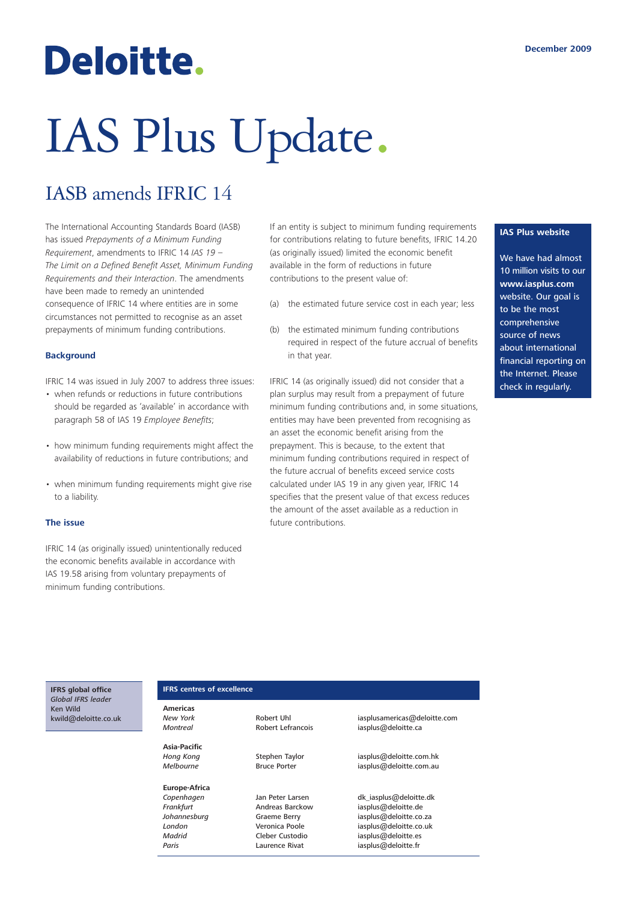# Deloitte.

December 2009

# IAS Plus Update.

## IASB amends IFRIC 14

The International Accounting Standards Board (IASB) has issued *Prepayments of a Minimum Funding Requirement*, amendments to IFRIC 14 *IAS 19 – The Limit on a Defined Benefit Asset, Minimum Funding Requirements and their Interaction*. The amendments have been made to remedy an unintended consequence of IFRIC 14 where entities are in some circumstances not permitted to recognise as an asset prepayments of minimum funding contributions.

### Background

IFRIC 14 was issued in July 2007 to address three issues:

- when refunds or reductions in future contributions should be regarded as 'available' in accordance with paragraph 58 of IAS 19 *Employee Benefits*;
- how minimum funding requirements might affect the availability of reductions in future contributions; and
- when minimum funding requirements might give rise to a liability.

### The issue

IFRIC 14 (as originally issued) unintentionally reduced the economic benefits available in accordance with IAS 19.58 arising from voluntary prepayments of minimum funding contributions.

If an entity is subject to minimum funding requirements for contributions relating to future benefits, IFRIC 14.20 (as originally issued) limited the economic benefit available in the form of reductions in future contributions to the present value of:

(a) the estimated future service cost in each year; less

(b) the estimated minimum funding contributions required in respect of the future accrual of benefits in that year.

IFRIC 14 (as originally issued) did not consider that a plan surplus may result from a prepayment of future minimum funding contributions and, in some situations, entities may have been prevented from recognising as an asset the economic benefit arising from the prepayment. This is because, to the extent that minimum funding contributions required in respect of the future accrual of benefits exceed service costs calculated under IAS 19 in any given year, IFRIC 14 specifies that the present value of that excess reduces the amount of the asset available as a reduction in future contributions.

**IAS Plus website**

We have had almost 10 million visits to our **www.iasplus.com** website. Our goal is to be the most comprehensive source of news about international financial reporting on the Internet. Please check in regularly.

**IFRS global office**
*Global IFRS leader*
Ken Wild
kwild@deloitte.co.uk

**IFRS centres of excellence**

| | | |
|---|---|---|
| **Americas** | | |
| *New York* | Robert Uhl | iasplusamericas@deloitte.com |
| *Montreal* | Robert Lefrancois | iasplus@deloitte.ca |
| **Asia-Pacific** | | |
| *Hong Kong* | Stephen Taylor | iasplus@deloitte.com.hk |
| *Melbourne* | Bruce Porter | iasplus@deloitte.com.au |
| **Europe-Africa** | | |
| *Copenhagen* | Jan Peter Larsen | dk_iasplus@deloitte.dk |
| *Frankfurt* | Andreas Barckow | iasplus@deloitte.de |
| *Johannesburg* | Graeme Berry | iasplus@deloitte.co.za |
| *London* | Veronica Poole | iasplus@deloitte.co.uk |
| *Madrid* | Cleber Custodio | iasplus@deloitte.es |
| *Paris* | Laurence Rivat | iasplus@deloitte.fr |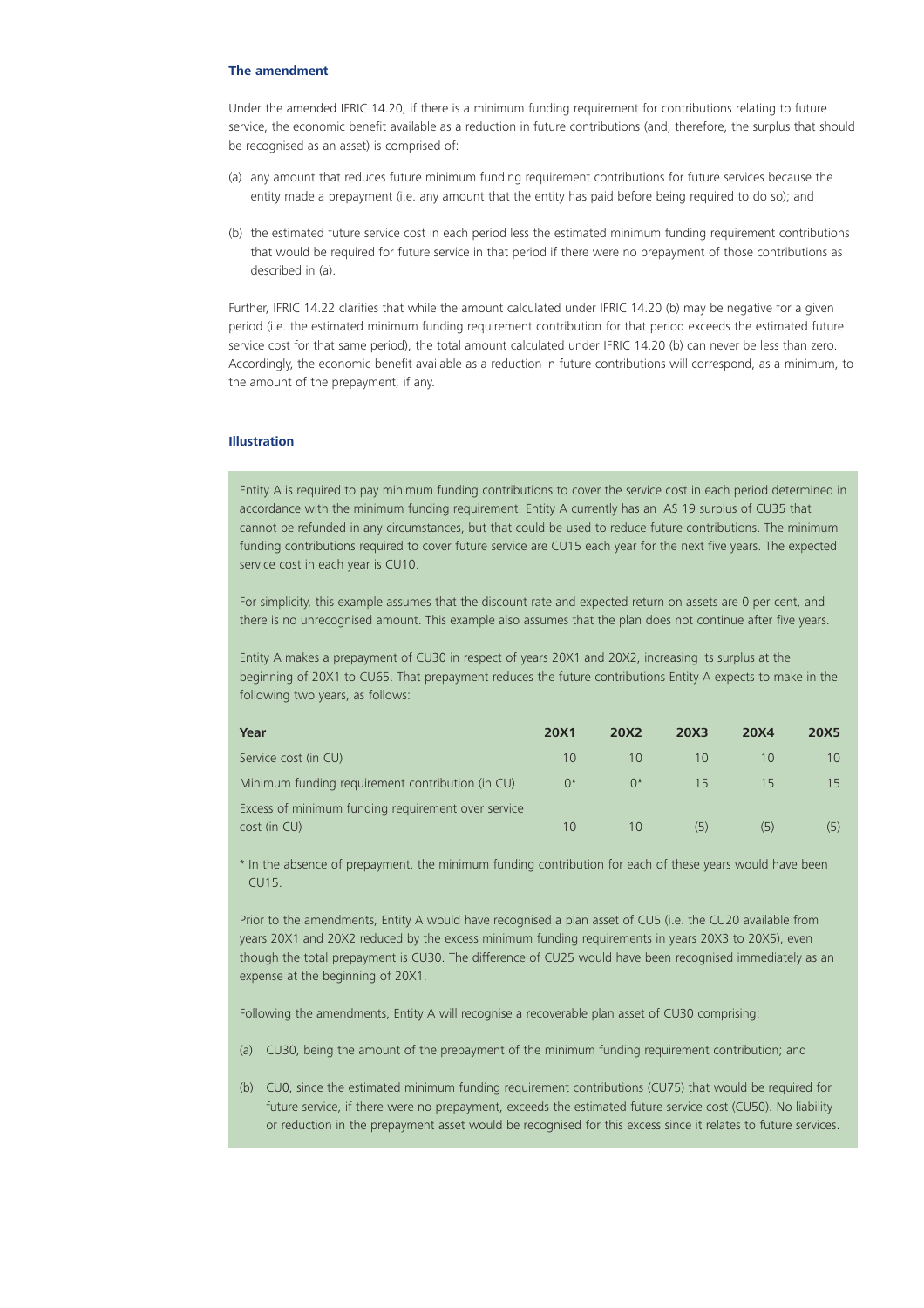### The amendment

Under the amended IFRIC 14.20, if there is a minimum funding requirement for contributions relating to future service, the economic benefit available as a reduction in future contributions (and, therefore, the surplus that should be recognised as an asset) is comprised of:

(a) any amount that reduces future minimum funding requirement contributions for future services because the entity made a prepayment (i.e. any amount that the entity has paid before being required to do so); and

(b) the estimated future service cost in each period less the estimated minimum funding requirement contributions that would be required for future service in that period if there were no prepayment of those contributions as described in (a).

Further, IFRIC 14.22 clarifies that while the amount calculated under IFRIC 14.20 (b) may be negative for a given period (i.e. the estimated minimum funding requirement contribution for that period exceeds the estimated future service cost for that same period), the total amount calculated under IFRIC 14.20 (b) can never be less than zero. Accordingly, the economic benefit available as a reduction in future contributions will correspond, as a minimum, to the amount of the prepayment, if any.

### Illustration

Entity A is required to pay minimum funding contributions to cover the service cost in each period determined in accordance with the minimum funding requirement. Entity A currently has an IAS 19 surplus of CU35 that cannot be refunded in any circumstances, but that could be used to reduce future contributions. The minimum funding contributions required to cover future service are CU15 each year for the next five years. The expected service cost in each year is CU10.

For simplicity, this example assumes that the discount rate and expected return on assets are 0 per cent, and there is no unrecognised amount. This example also assumes that the plan does not continue after five years.

Entity A makes a prepayment of CU30 in respect of years 20X1 and 20X2, increasing its surplus at the beginning of 20X1 to CU65. That prepayment reduces the future contributions Entity A expects to make in the following two years, as follows:

| Year | 20X1 | 20X2 | 20X3 | 20X4 | 20X5 |
|---|---|---|---|---|---|
| Service cost (in CU) | 10 | 10 | 10 | 10 | 10 |
| Minimum funding requirement contribution (in CU) | 0* | 0* | 15 | 15 | 15 |
| Excess of minimum funding requirement over service cost (in CU) | 10 | 10 | (5) | (5) | (5) |

\* In the absence of prepayment, the minimum funding contribution for each of these years would have been CU15.

Prior to the amendments, Entity A would have recognised a plan asset of CU5 (i.e. the CU20 available from years 20X1 and 20X2 reduced by the excess minimum funding requirements in years 20X3 to 20X5), even though the total prepayment is CU30. The difference of CU25 would have been recognised immediately as an expense at the beginning of 20X1.

Following the amendments, Entity A will recognise a recoverable plan asset of CU30 comprising:

(a) CU30, being the amount of the prepayment of the minimum funding requirement contribution; and

(b) CU0, since the estimated minimum funding requirement contributions (CU75) that would be required for future service, if there were no prepayment, exceeds the estimated future service cost (CU50). No liability or reduction in the prepayment asset would be recognised for this excess since it relates to future services.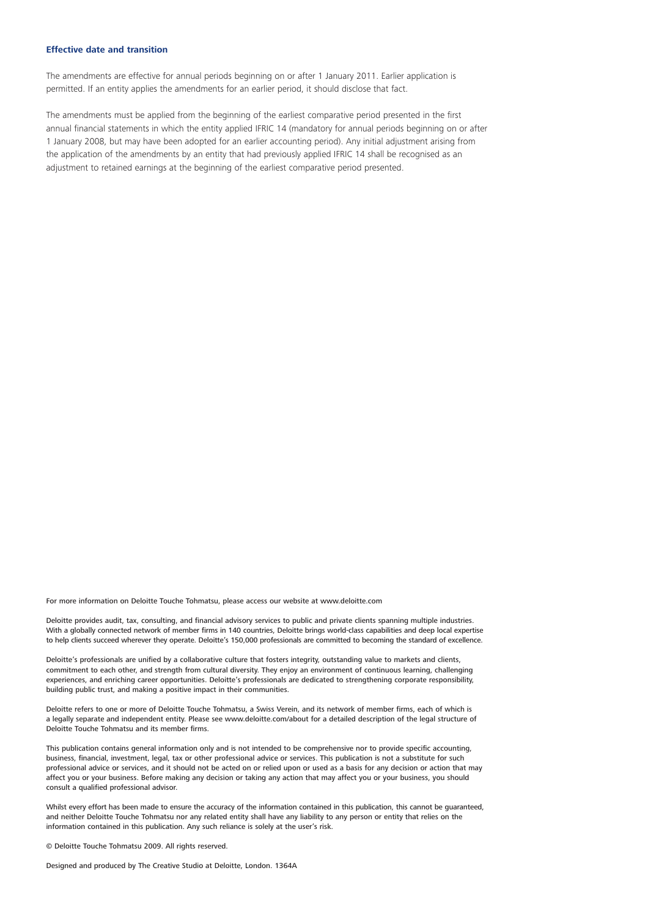### Effective date and transition

The amendments are effective for annual periods beginning on or after 1 January 2011. Earlier application is permitted. If an entity applies the amendments for an earlier period, it should disclose that fact.

The amendments must be applied from the beginning of the earliest comparative period presented in the first annual financial statements in which the entity applied IFRIC 14 (mandatory for annual periods beginning on or after 1 January 2008, but may have been adopted for an earlier accounting period). Any initial adjustment arising from the application of the amendments by an entity that had previously applied IFRIC 14 shall be recognised as an adjustment to retained earnings at the beginning of the earliest comparative period presented.

For more information on Deloitte Touche Tohmatsu, please access our website at www.deloitte.com

Deloitte provides audit, tax, consulting, and financial advisory services to public and private clients spanning multiple industries. With a globally connected network of member firms in 140 countries, Deloitte brings world-class capabilities and deep local expertise to help clients succeed wherever they operate. Deloitte's 150,000 professionals are committed to becoming the standard of excellence.

Deloitte's professionals are unified by a collaborative culture that fosters integrity, outstanding value to markets and clients, commitment to each other, and strength from cultural diversity. They enjoy an environment of continuous learning, challenging experiences, and enriching career opportunities. Deloitte's professionals are dedicated to strengthening corporate responsibility, building public trust, and making a positive impact in their communities.

Deloitte refers to one or more of Deloitte Touche Tohmatsu, a Swiss Verein, and its network of member firms, each of which is a legally separate and independent entity. Please see www.deloitte.com/about for a detailed description of the legal structure of Deloitte Touche Tohmatsu and its member firms.

This publication contains general information only and is not intended to be comprehensive nor to provide specific accounting, business, financial, investment, legal, tax or other professional advice or services. This publication is not a substitute for such professional advice or services, and it should not be acted on or relied upon or used as a basis for any decision or action that may affect you or your business. Before making any decision or taking any action that may affect you or your business, you should consult a qualified professional advisor.

Whilst every effort has been made to ensure the accuracy of the information contained in this publication, this cannot be guaranteed, and neither Deloitte Touche Tohmatsu nor any related entity shall have any liability to any person or entity that relies on the information contained in this publication. Any such reliance is solely at the user's risk.

© Deloitte Touche Tohmatsu 2009. All rights reserved.

Designed and produced by The Creative Studio at Deloitte, London. 1364A